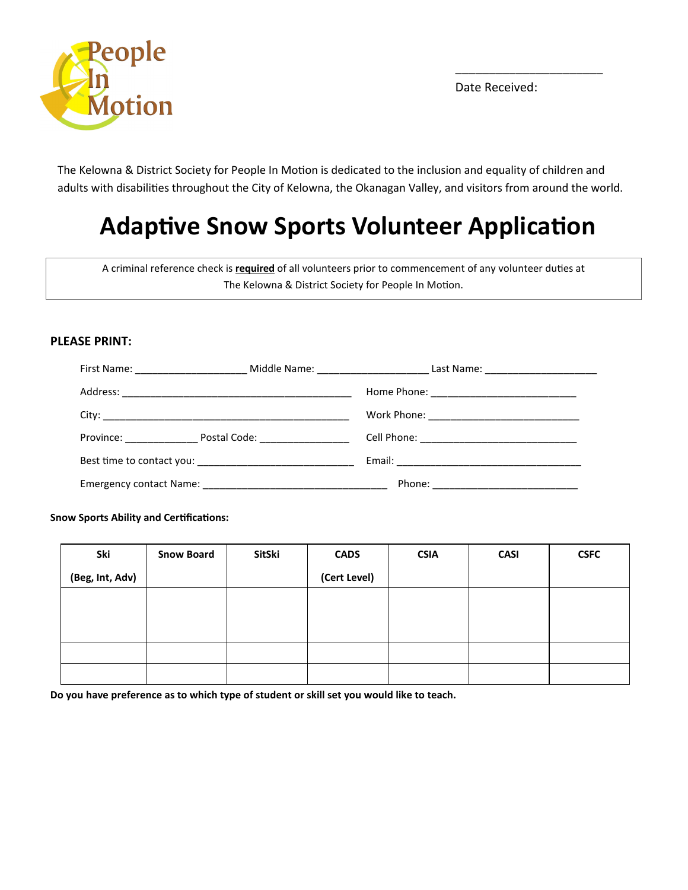People In Motion

Date Received: ______________________

The Kelowna & District Society for People In Motion is dedicated to the inclusion and equality of children and adults with disabilities throughout the City of Kelowna, the Okanagan Valley, and visitors from around the world.

# Adaptive Snow Sports Volunteer Application

A criminal reference check is **required** of all volunteers prior to commencement of any volunteer duties at The Kelowna & District Society for People In Motion.

**PLEASE PRINT:**

First Name: ____________________ Middle Name: ____________________ Last Name: ____________________

Address: __________________________________________ Home Phone: __________________________

City: ____________________________________________ Work Phone: ___________________________

Province: _____________ Postal Code: ________________ Cell Phone: ____________________________

Best time to contact you: ____________________________ Email: ________________________________

Emergency contact Name: _________________________________ Phone: __________________________

**Snow Sports Ability and Certifications:**

| Ski (Beg, Int, Adv) | Snow Board | SitSki | CADS (Cert Level) | CSIA | CASI | CSFC |
|---|---|---|---|---|---|---|
| | | | | | | |
| | | | | | | |
| | | | | | | |

**Do you have preference as to which type of student or skill set you would like to teach.**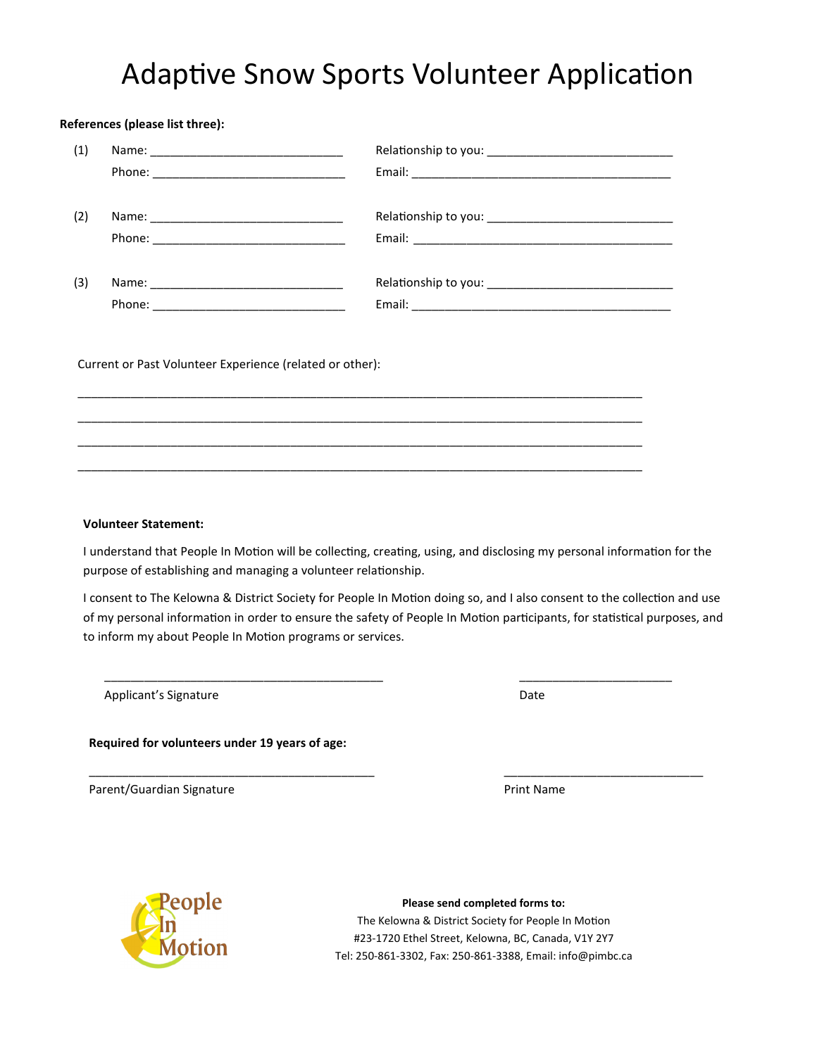# Adaptive Snow Sports Volunteer Application

**References (please list three):**

(1) Name: ______________________________ Relationship to you: _____________________________
Phone: ______________________________ Email: _________________________________________

(2) Name: ______________________________ Relationship to you: _____________________________
Phone: ______________________________ Email: _________________________________________

(3) Name: ______________________________ Relationship to you: _____________________________
Phone: ______________________________ Email: _________________________________________

Current or Past Volunteer Experience (related or other):

_________________________________________________________________________________________

_________________________________________________________________________________________

_________________________________________________________________________________________

_________________________________________________________________________________________

**Volunteer Statement:**

I understand that People In Motion will be collecting, creating, using, and disclosing my personal information for the purpose of establishing and managing a volunteer relationship.

I consent to The Kelowna & District Society for People In Motion doing so, and I also consent to the collection and use of my personal information in order to ensure the safety of People In Motion participants, for statistical purposes, and to inform my about People In Motion programs or services.

_____________________________________________ _________________________
Applicant's Signature Date

**Required for volunteers under 19 years of age:**

_____________________________________________ _______________________________
Parent/Guardian Signature Print Name

People In Motion

**Please send completed forms to:**
The Kelowna & District Society for People In Motion
#23-1720 Ethel Street, Kelowna, BC, Canada, V1Y 2Y7
Tel: 250-861-3302, Fax: 250-861-3388, Email: info@pimbc.ca